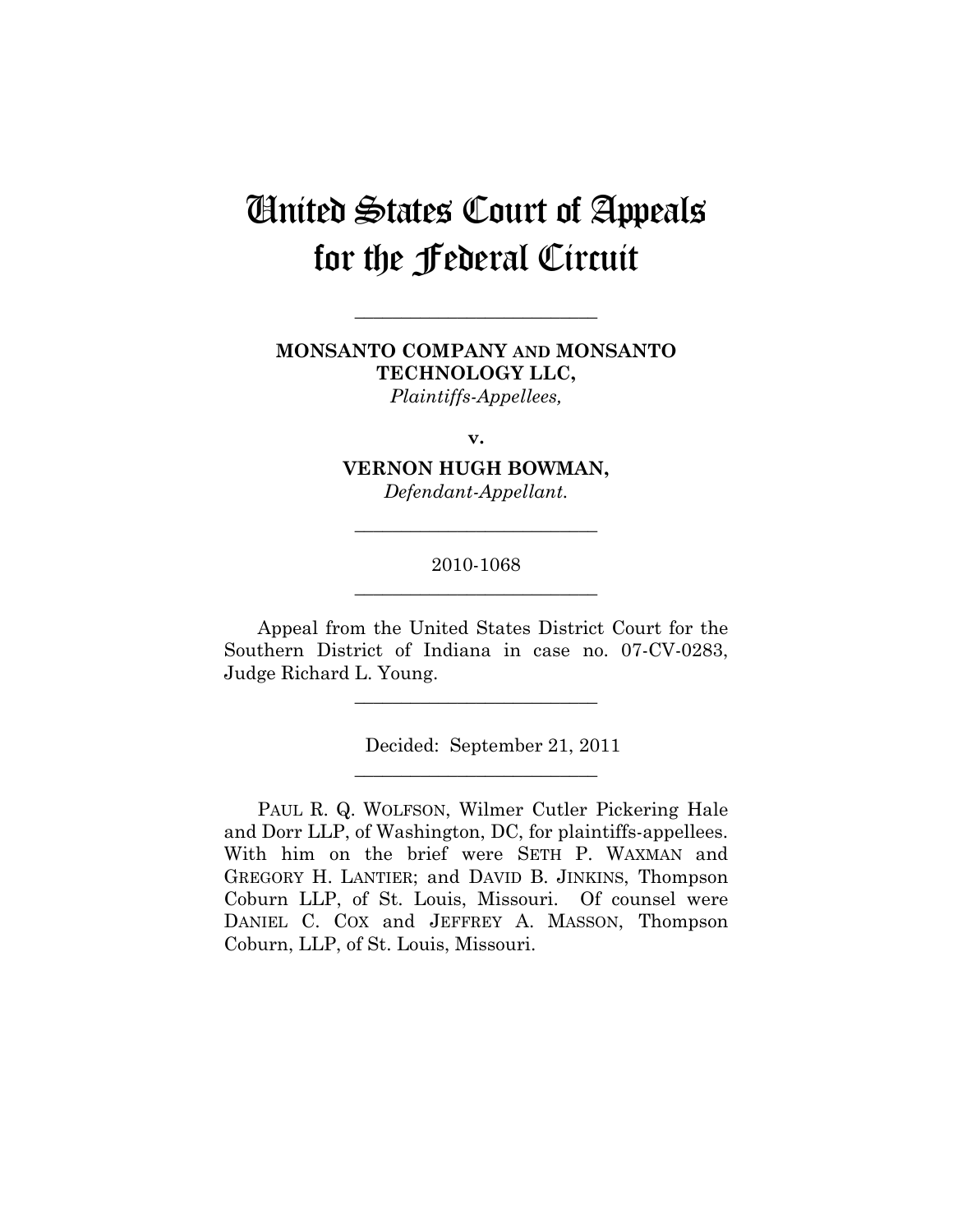# United States Court of Appeals for the Federal Circuit

---

**MONSANTO COMPANY AND MONSANTO TECHNOLOGY LLC,**
*Plaintiffs-Appellees,*

**v.**

**VERNON HUGH BOWMAN,**
*Defendant-Appellant.*

---

2010-1068

---

Appeal from the United States District Court for the Southern District of Indiana in case no. 07-CV-0283, Judge Richard L. Young.

---

Decided: September 21, 2011

---

PAUL R. Q. WOLFSON, Wilmer Cutler Pickering Hale and Dorr LLP, of Washington, DC, for plaintiffs-appellees. With him on the brief were SETH P. WAXMAN and GREGORY H. LANTIER; and DAVID B. JINKINS, Thompson Coburn LLP, of St. Louis, Missouri. Of counsel were DANIEL C. COX and JEFFREY A. MASSON, Thompson Coburn, LLP, of St. Louis, Missouri.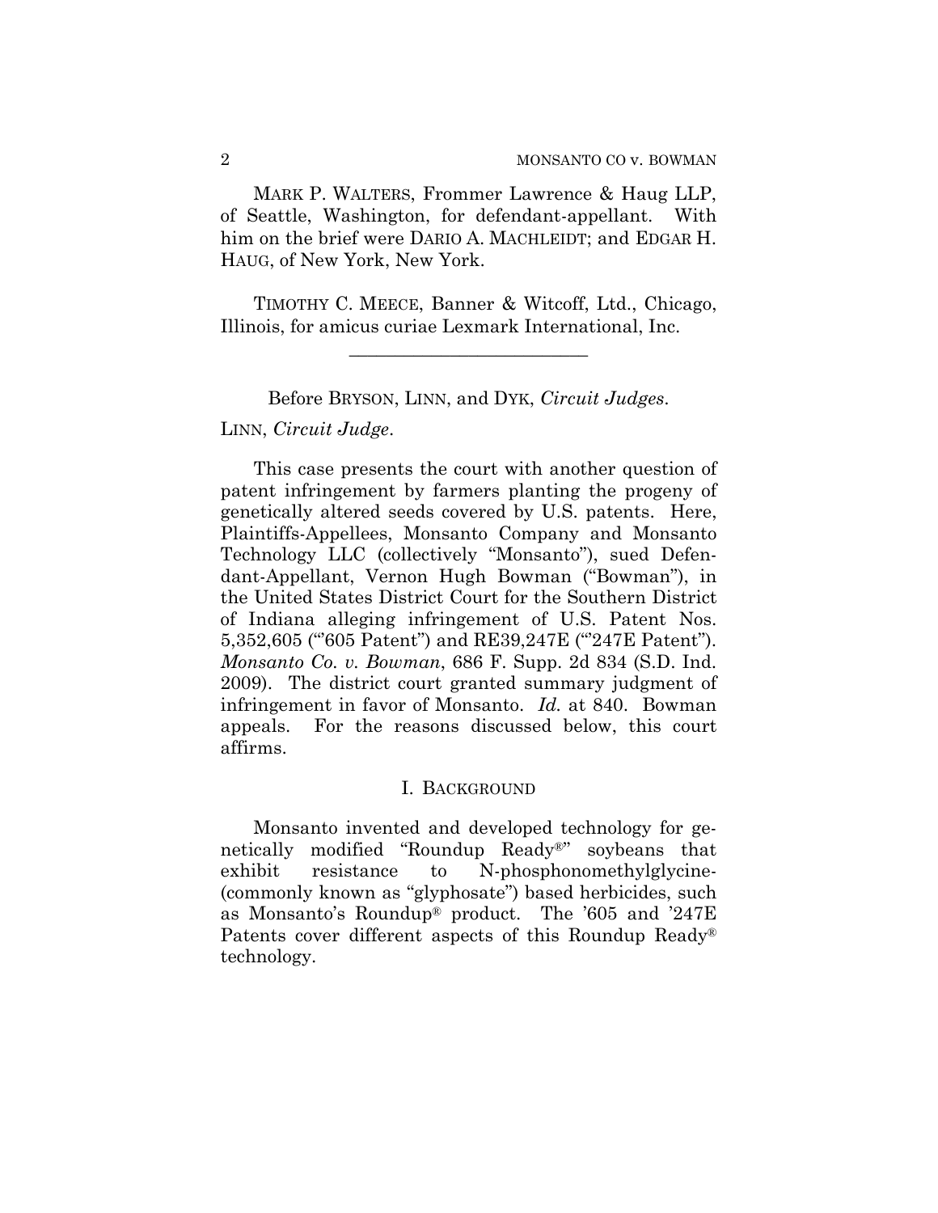MARK P. WALTERS, Frommer Lawrence & Haug LLP, of Seattle, Washington, for defendant-appellant. With him on the brief were DARIO A. MACHLEIDT; and EDGAR H. HAUG, of New York, New York.

TIMOTHY C. MEECE, Banner & Witcoff, Ltd., Chicago, Illinois, for amicus curiae Lexmark International, Inc.

---

Before BRYSON, LINN, and DYK, *Circuit Judges*.

LINN, *Circuit Judge*.

This case presents the court with another question of patent infringement by farmers planting the progeny of genetically altered seeds covered by U.S. patents. Here, Plaintiffs-Appellees, Monsanto Company and Monsanto Technology LLC (collectively "Monsanto"), sued Defendant-Appellant, Vernon Hugh Bowman ("Bowman"), in the United States District Court for the Southern District of Indiana alleging infringement of U.S. Patent Nos. 5,352,605 ("'605 Patent") and RE39,247E ("'247E Patent"). *Monsanto Co. v. Bowman*, 686 F. Supp. 2d 834 (S.D. Ind. 2009). The district court granted summary judgment of infringement in favor of Monsanto. *Id.* at 840. Bowman appeals. For the reasons discussed below, this court affirms.

## I. BACKGROUND

Monsanto invented and developed technology for genetically modified "Roundup Ready®" soybeans that exhibit resistance to N-phosphonomethylglycine- (commonly known as "glyphosate") based herbicides, such as Monsanto's Roundup® product. The '605 and '247E Patents cover different aspects of this Roundup Ready® technology.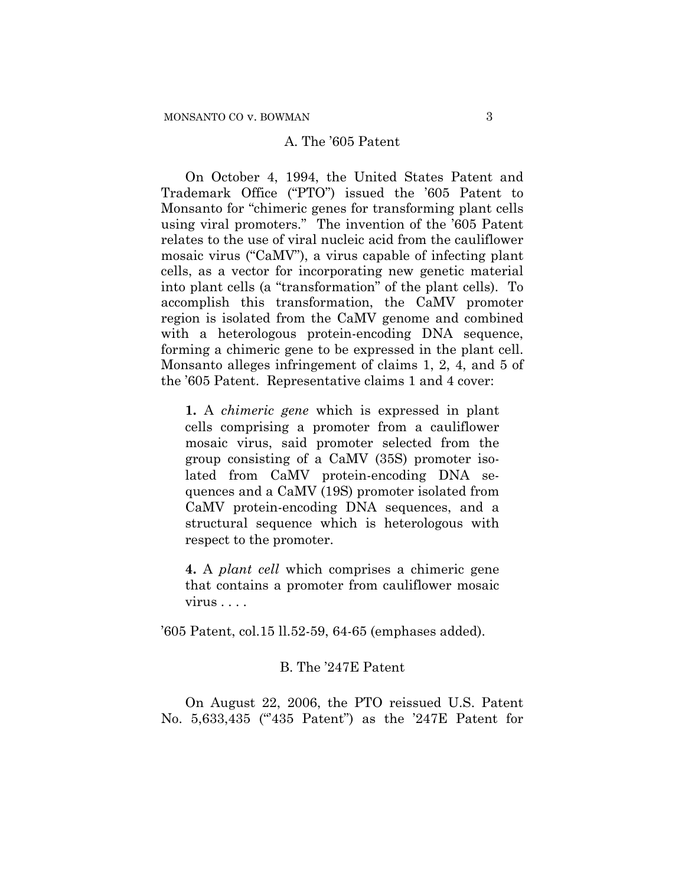### A. The ’605 Patent

On October 4, 1994, the United States Patent and Trademark Office (“PTO”) issued the ’605 Patent to Monsanto for “chimeric genes for transforming plant cells using viral promoters.” The invention of the ’605 Patent relates to the use of viral nucleic acid from the cauliflower mosaic virus (“CaMV”), a virus capable of infecting plant cells, as a vector for incorporating new genetic material into plant cells (a “transformation” of the plant cells). To accomplish this transformation, the CaMV promoter region is isolated from the CaMV genome and combined with a heterologous protein-encoding DNA sequence, forming a chimeric gene to be expressed in the plant cell. Monsanto alleges infringement of claims 1, 2, 4, and 5 of the ’605 Patent. Representative claims 1 and 4 cover:

> **1.** A *chimeric gene* which is expressed in plant cells comprising a promoter from a cauliflower mosaic virus, said promoter selected from the group consisting of a CaMV (35S) promoter isolated from CaMV protein-encoding DNA sequences and a CaMV (19S) promoter isolated from CaMV protein-encoding DNA sequences, and a structural sequence which is heterologous with respect to the promoter.
>
> **4.** A *plant cell* which comprises a chimeric gene that contains a promoter from cauliflower mosaic virus . . . .

’605 Patent, col.15 ll.52-59, 64-65 (emphases added).

### B. The ’247E Patent

On August 22, 2006, the PTO reissued U.S. Patent No. 5,633,435 (“’435 Patent”) as the ’247E Patent for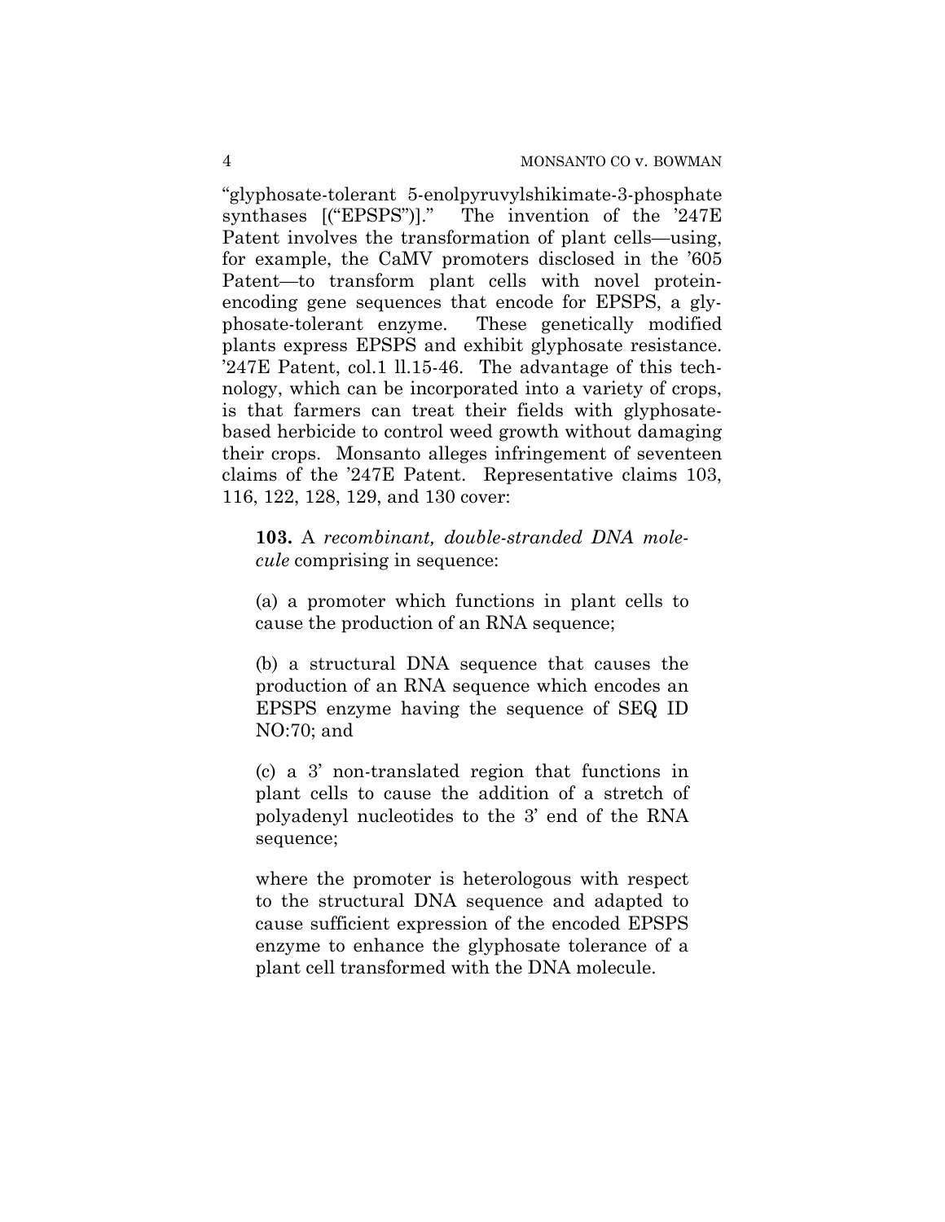"glyphosate-tolerant 5-enolpyruvylshikimate-3-phosphate synthases [("EPSPS")]." The invention of the '247E Patent involves the transformation of plant cells—using, for example, the CaMV promoters disclosed in the '605 Patent—to transform plant cells with novel protein-encoding gene sequences that encode for EPSPS, a glyphosate-tolerant enzyme. These genetically modified plants express EPSPS and exhibit glyphosate resistance. '247E Patent, col.1 ll.15-46. The advantage of this technology, which can be incorporated into a variety of crops, is that farmers can treat their fields with glyphosate-based herbicide to control weed growth without damaging their crops. Monsanto alleges infringement of seventeen claims of the '247E Patent. Representative claims 103, 116, 122, 128, 129, and 130 cover:

> **103.** A *recombinant, double-stranded DNA molecule* comprising in sequence:
>
> (a) a promoter which functions in plant cells to cause the production of an RNA sequence;
>
> (b) a structural DNA sequence that causes the production of an RNA sequence which encodes an EPSPS enzyme having the sequence of SEQ ID NO:70; and
>
> (c) a 3' non-translated region that functions in plant cells to cause the addition of a stretch of polyadenyl nucleotides to the 3' end of the RNA sequence;
>
> where the promoter is heterologous with respect to the structural DNA sequence and adapted to cause sufficient expression of the encoded EPSPS enzyme to enhance the glyphosate tolerance of a plant cell transformed with the DNA molecule.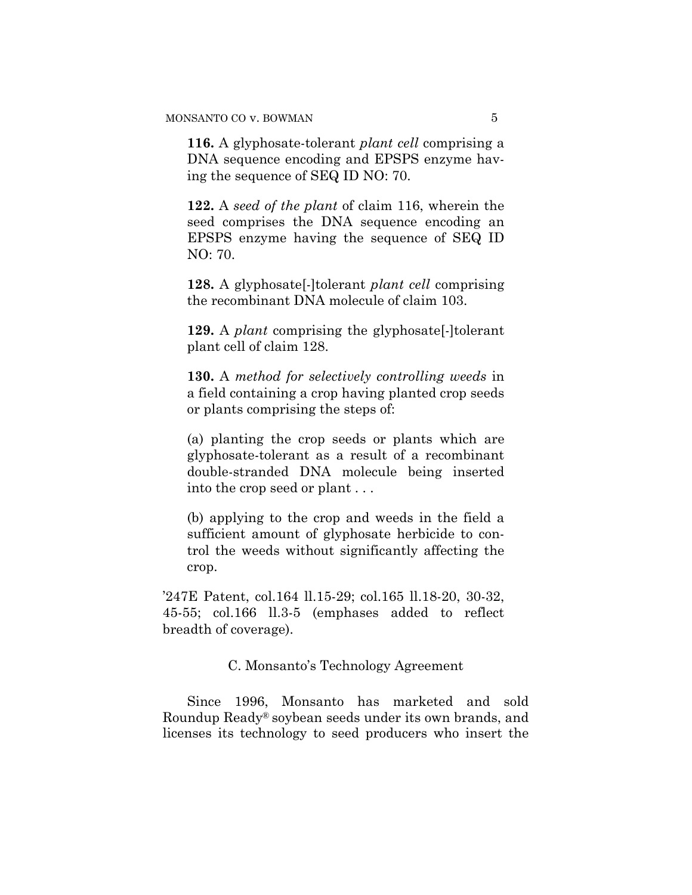**116.** A glyphosate-tolerant *plant cell* comprising a DNA sequence encoding and EPSPS enzyme having the sequence of SEQ ID NO: 70.

**122.** A *seed of the plant* of claim 116, wherein the seed comprises the DNA sequence encoding an EPSPS enzyme having the sequence of SEQ ID NO: 70.

**128.** A glyphosate[-]tolerant *plant cell* comprising the recombinant DNA molecule of claim 103.

**129.** A *plant* comprising the glyphosate[-]tolerant plant cell of claim 128.

**130.** A *method for selectively controlling weeds* in a field containing a crop having planted crop seeds or plants comprising the steps of:

(a) planting the crop seeds or plants which are glyphosate-tolerant as a result of a recombinant double-stranded DNA molecule being inserted into the crop seed or plant . . .

(b) applying to the crop and weeds in the field a sufficient amount of glyphosate herbicide to control the weeds without significantly affecting the crop.

'247E Patent, col.164 ll.15-29; col.165 ll.18-20, 30-32, 45-55; col.166 ll.3-5 (emphases added to reflect breadth of coverage).

### C. Monsanto's Technology Agreement

Since 1996, Monsanto has marketed and sold Roundup Ready® soybean seeds under its own brands, and licenses its technology to seed producers who insert the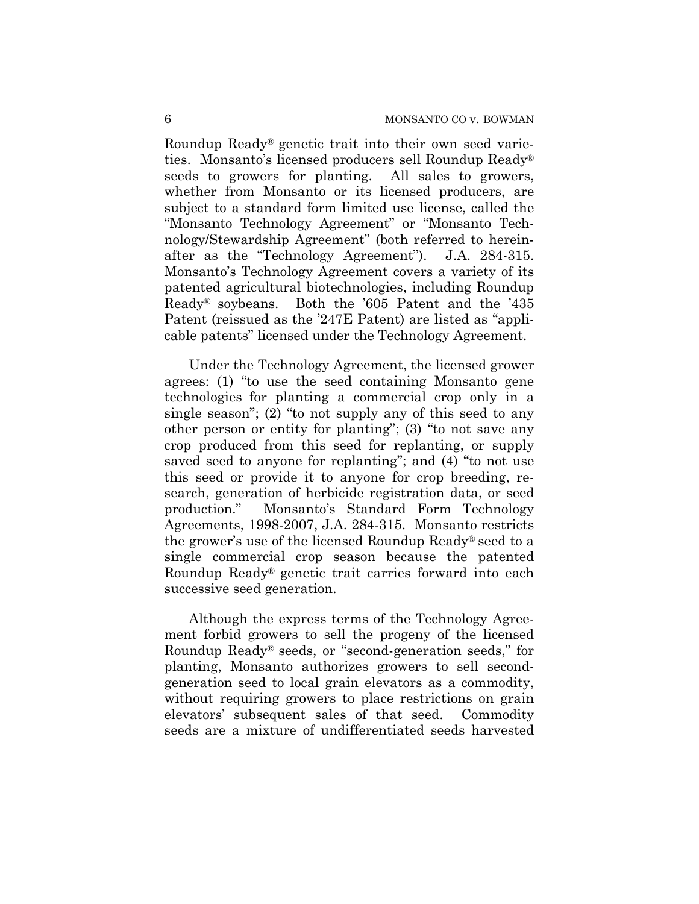Roundup Ready® genetic trait into their own seed varieties. Monsanto's licensed producers sell Roundup Ready® seeds to growers for planting. All sales to growers, whether from Monsanto or its licensed producers, are subject to a standard form limited use license, called the "Monsanto Technology Agreement" or "Monsanto Technology/Stewardship Agreement" (both referred to hereinafter as the "Technology Agreement"). J.A. 284-315. Monsanto's Technology Agreement covers a variety of its patented agricultural biotechnologies, including Roundup Ready® soybeans. Both the '605 Patent and the '435 Patent (reissued as the '247E Patent) are listed as "applicable patents" licensed under the Technology Agreement.

Under the Technology Agreement, the licensed grower agrees: (1) "to use the seed containing Monsanto gene technologies for planting a commercial crop only in a single season"; (2) "to not supply any of this seed to any other person or entity for planting"; (3) "to not save any crop produced from this seed for replanting, or supply saved seed to anyone for replanting"; and (4) "to not use this seed or provide it to anyone for crop breeding, research, generation of herbicide registration data, or seed production." Monsanto's Standard Form Technology Agreements, 1998-2007, J.A. 284-315. Monsanto restricts the grower's use of the licensed Roundup Ready® seed to a single commercial crop season because the patented Roundup Ready® genetic trait carries forward into each successive seed generation.

Although the express terms of the Technology Agreement forbid growers to sell the progeny of the licensed Roundup Ready® seeds, or "second-generation seeds," for planting, Monsanto authorizes growers to sell second-generation seed to local grain elevators as a commodity, without requiring growers to place restrictions on grain elevators' subsequent sales of that seed. Commodity seeds are a mixture of undifferentiated seeds harvested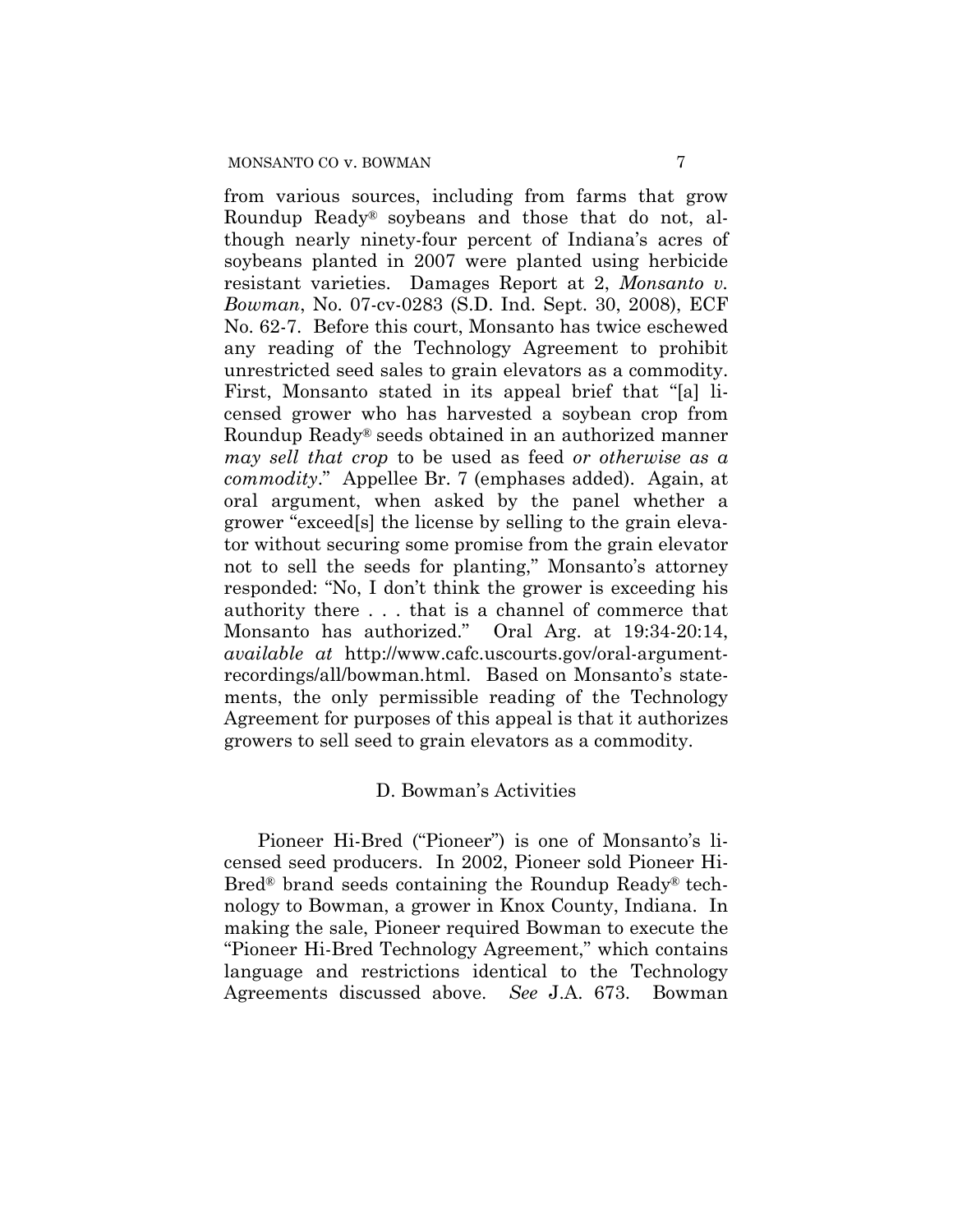from various sources, including from farms that grow Roundup Ready® soybeans and those that do not, although nearly ninety-four percent of Indiana's acres of soybeans planted in 2007 were planted using herbicide resistant varieties. Damages Report at 2, *Monsanto v. Bowman*, No. 07-cv-0283 (S.D. Ind. Sept. 30, 2008), ECF No. 62-7. Before this court, Monsanto has twice eschewed any reading of the Technology Agreement to prohibit unrestricted seed sales to grain elevators as a commodity. First, Monsanto stated in its appeal brief that "[a] licensed grower who has harvested a soybean crop from Roundup Ready® seeds obtained in an authorized manner *may sell that crop* to be used as feed *or otherwise as a commodity*." Appellee Br. 7 (emphases added). Again, at oral argument, when asked by the panel whether a grower "exceed[s] the license by selling to the grain elevator without securing some promise from the grain elevator not to sell the seeds for planting," Monsanto's attorney responded: "No, I don't think the grower is exceeding his authority there . . . that is a channel of commerce that Monsanto has authorized." Oral Arg. at 19:34-20:14, *available at* http://www.cafc.uscourts.gov/oral-argument-recordings/all/bowman.html. Based on Monsanto's statements, the only permissible reading of the Technology Agreement for purposes of this appeal is that it authorizes growers to sell seed to grain elevators as a commodity.

### D. Bowman's Activities

Pioneer Hi-Bred ("Pioneer") is one of Monsanto's licensed seed producers. In 2002, Pioneer sold Pioneer Hi-Bred® brand seeds containing the Roundup Ready® technology to Bowman, a grower in Knox County, Indiana. In making the sale, Pioneer required Bowman to execute the "Pioneer Hi-Bred Technology Agreement," which contains language and restrictions identical to the Technology Agreements discussed above. *See* J.A. 673. Bowman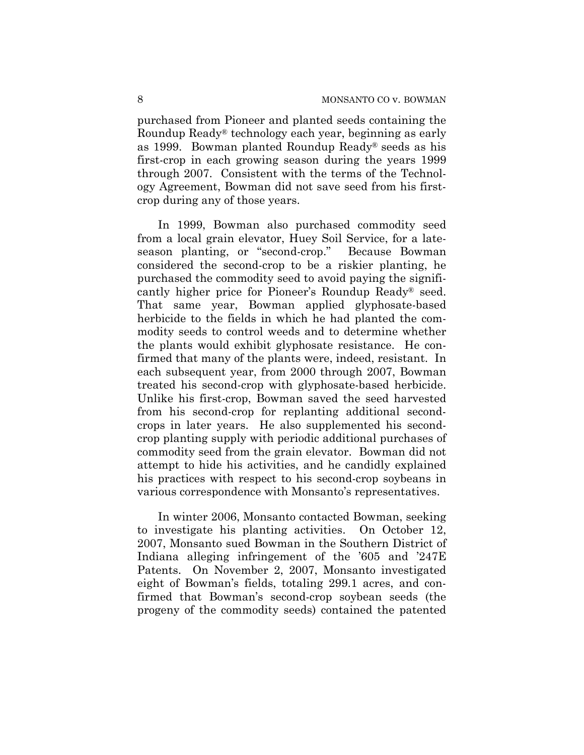purchased from Pioneer and planted seeds containing the Roundup Ready® technology each year, beginning as early as 1999. Bowman planted Roundup Ready® seeds as his first-crop in each growing season during the years 1999 through 2007. Consistent with the terms of the Technology Agreement, Bowman did not save seed from his first-crop during any of those years.

In 1999, Bowman also purchased commodity seed from a local grain elevator, Huey Soil Service, for a late-season planting, or "second-crop." Because Bowman considered the second-crop to be a riskier planting, he purchased the commodity seed to avoid paying the significantly higher price for Pioneer's Roundup Ready® seed. That same year, Bowman applied glyphosate-based herbicide to the fields in which he had planted the commodity seeds to control weeds and to determine whether the plants would exhibit glyphosate resistance. He confirmed that many of the plants were, indeed, resistant. In each subsequent year, from 2000 through 2007, Bowman treated his second-crop with glyphosate-based herbicide. Unlike his first-crop, Bowman saved the seed harvested from his second-crop for replanting additional second-crops in later years. He also supplemented his second-crop planting supply with periodic additional purchases of commodity seed from the grain elevator. Bowman did not attempt to hide his activities, and he candidly explained his practices with respect to his second-crop soybeans in various correspondence with Monsanto's representatives.

In winter 2006, Monsanto contacted Bowman, seeking to investigate his planting activities. On October 12, 2007, Monsanto sued Bowman in the Southern District of Indiana alleging infringement of the '605 and '247E Patents. On November 2, 2007, Monsanto investigated eight of Bowman's fields, totaling 299.1 acres, and confirmed that Bowman's second-crop soybean seeds (the progeny of the commodity seeds) contained the patented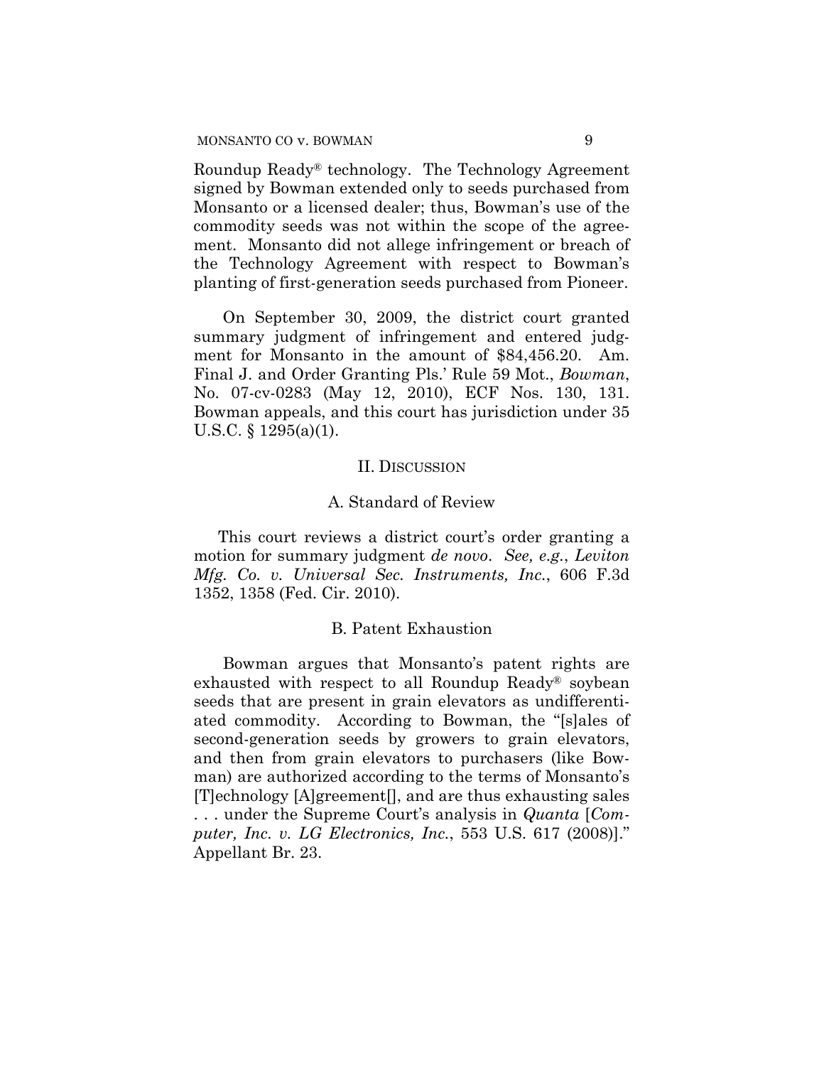Roundup Ready® technology. The Technology Agreement signed by Bowman extended only to seeds purchased from Monsanto or a licensed dealer; thus, Bowman's use of the commodity seeds was not within the scope of the agreement. Monsanto did not allege infringement or breach of the Technology Agreement with respect to Bowman's planting of first-generation seeds purchased from Pioneer.

On September 30, 2009, the district court granted summary judgment of infringement and entered judgment for Monsanto in the amount of $84,456.20. Am. Final J. and Order Granting Pls.' Rule 59 Mot., *Bowman*, No. 07-cv-0283 (May 12, 2010), ECF Nos. 130, 131. Bowman appeals, and this court has jurisdiction under 35 U.S.C. § 1295(a)(1).

## II. Discussion

### A. Standard of Review

This court reviews a district court's order granting a motion for summary judgment *de novo*. *See, e.g.*, *Leviton Mfg. Co. v. Universal Sec. Instruments, Inc.*, 606 F.3d 1352, 1358 (Fed. Cir. 2010).

### B. Patent Exhaustion

Bowman argues that Monsanto's patent rights are exhausted with respect to all Roundup Ready® soybean seeds that are present in grain elevators as undifferentiated commodity. According to Bowman, the "[s]ales of second-generation seeds by growers to grain elevators, and then from grain elevators to purchasers (like Bowman) are authorized according to the terms of Monsanto's [T]echnology [A]greement[], and are thus exhausting sales . . . under the Supreme Court's analysis in *Quanta* [*Computer, Inc. v. LG Electronics, Inc.*, 553 U.S. 617 (2008)]." Appellant Br. 23.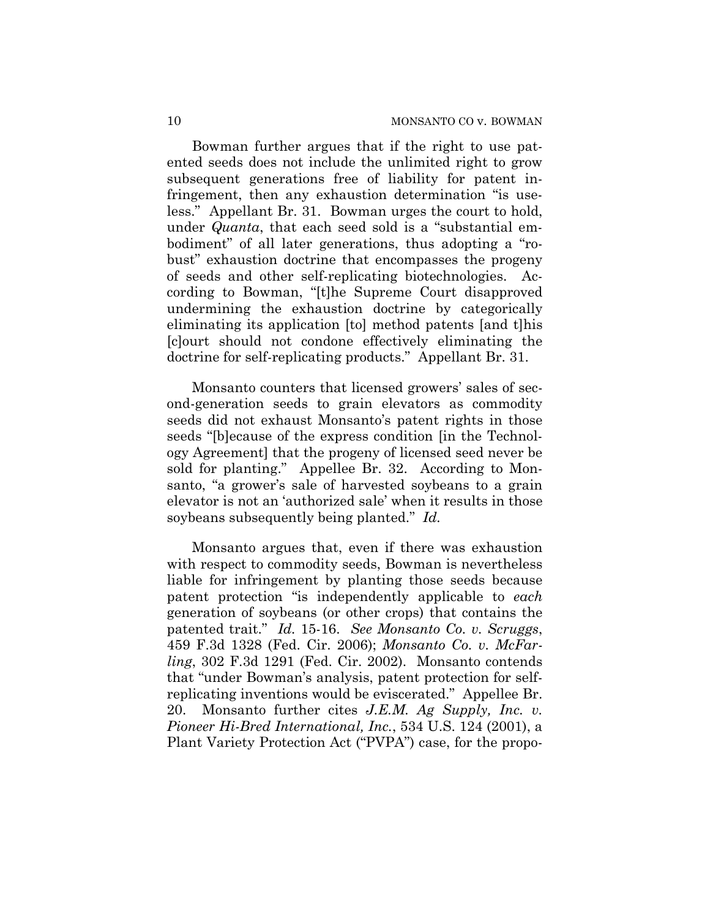Bowman further argues that if the right to use patented seeds does not include the unlimited right to grow subsequent generations free of liability for patent infringement, then any exhaustion determination "is useless." Appellant Br. 31. Bowman urges the court to hold, under *Quanta*, that each seed sold is a "substantial embodiment" of all later generations, thus adopting a "robust" exhaustion doctrine that encompasses the progeny of seeds and other self-replicating biotechnologies. According to Bowman, "[t]he Supreme Court disapproved undermining the exhaustion doctrine by categorically eliminating its application [to] method patents [and t]his [c]ourt should not condone effectively eliminating the doctrine for self-replicating products." Appellant Br. 31.

Monsanto counters that licensed growers' sales of second-generation seeds to grain elevators as commodity seeds did not exhaust Monsanto's patent rights in those seeds "[b]ecause of the express condition [in the Technology Agreement] that the progeny of licensed seed never be sold for planting." Appellee Br. 32. According to Monsanto, "a grower's sale of harvested soybeans to a grain elevator is not an 'authorized sale' when it results in those soybeans subsequently being planted." *Id.*

Monsanto argues that, even if there was exhaustion with respect to commodity seeds, Bowman is nevertheless liable for infringement by planting those seeds because patent protection "is independently applicable to *each* generation of soybeans (or other crops) that contains the patented trait." *Id.* 15-16. *See Monsanto Co. v. Scruggs*, 459 F.3d 1328 (Fed. Cir. 2006); *Monsanto Co. v. McFarling*, 302 F.3d 1291 (Fed. Cir. 2002). Monsanto contends that "under Bowman's analysis, patent protection for self-replicating inventions would be eviscerated." Appellee Br. 20. Monsanto further cites *J.E.M. Ag Supply, Inc. v. Pioneer Hi-Bred International, Inc.*, 534 U.S. 124 (2001), a Plant Variety Protection Act ("PVPA") case, for the propo-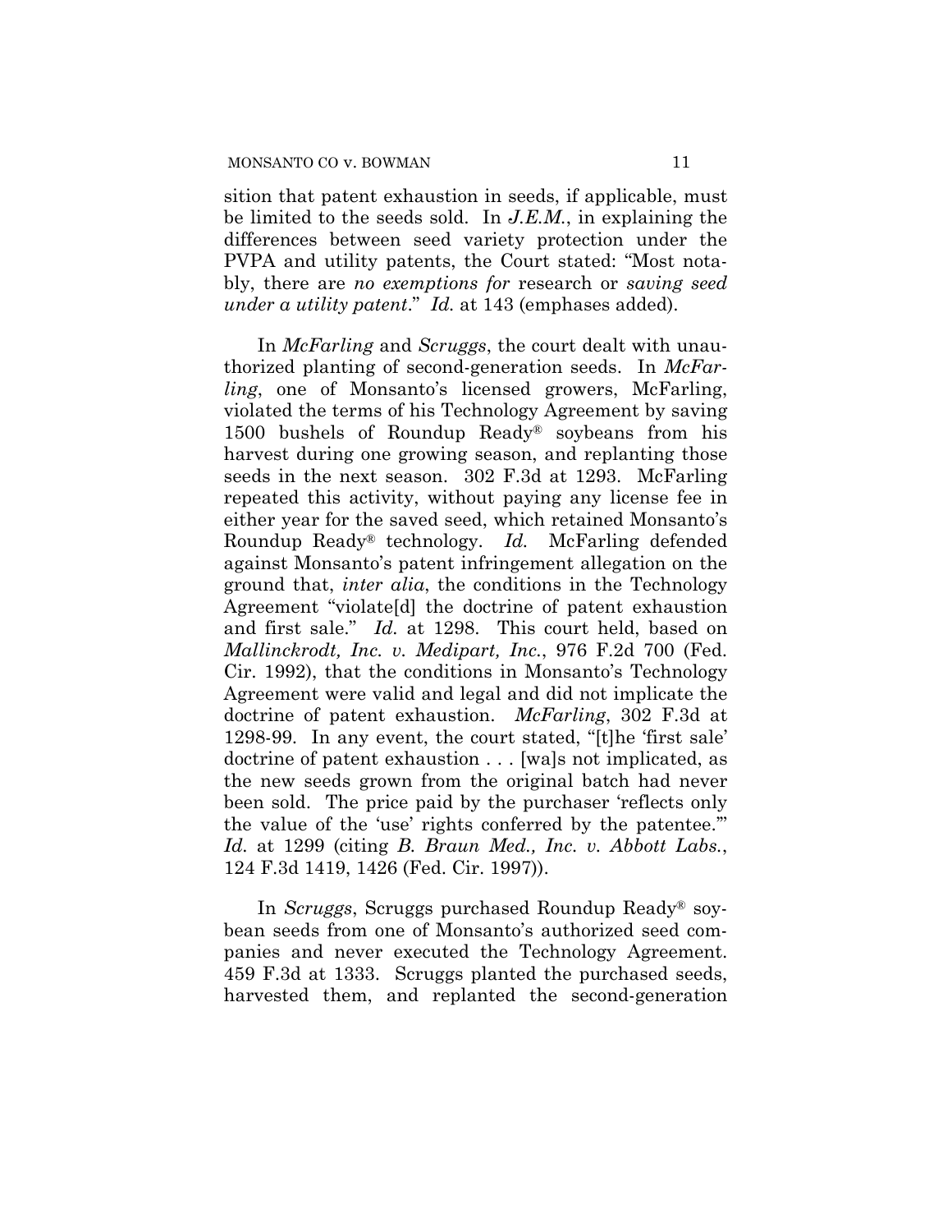sition that patent exhaustion in seeds, if applicable, must be limited to the seeds sold. In *J.E.M.*, in explaining the differences between seed variety protection under the PVPA and utility patents, the Court stated: "Most notably, there are *no exemptions for* research or *saving seed under a utility patent*." *Id.* at 143 (emphases added).

In *McFarling* and *Scruggs*, the court dealt with unauthorized planting of second-generation seeds. In *McFarling*, one of Monsanto's licensed growers, McFarling, violated the terms of his Technology Agreement by saving 1500 bushels of Roundup Ready® soybeans from his harvest during one growing season, and replanting those seeds in the next season. 302 F.3d at 1293. McFarling repeated this activity, without paying any license fee in either year for the saved seed, which retained Monsanto's Roundup Ready® technology. *Id.* McFarling defended against Monsanto's patent infringement allegation on the ground that, *inter alia*, the conditions in the Technology Agreement "violate[d] the doctrine of patent exhaustion and first sale." *Id.* at 1298. This court held, based on *Mallinckrodt, Inc. v. Medipart, Inc.*, 976 F.2d 700 (Fed. Cir. 1992), that the conditions in Monsanto's Technology Agreement were valid and legal and did not implicate the doctrine of patent exhaustion. *McFarling*, 302 F.3d at 1298-99. In any event, the court stated, "[t]he 'first sale' doctrine of patent exhaustion . . . [wa]s not implicated, as the new seeds grown from the original batch had never been sold. The price paid by the purchaser 'reflects only the value of the 'use' rights conferred by the patentee.'" *Id.* at 1299 (citing *B. Braun Med., Inc. v. Abbott Labs.*, 124 F.3d 1419, 1426 (Fed. Cir. 1997)).

In *Scruggs*, Scruggs purchased Roundup Ready® soybean seeds from one of Monsanto's authorized seed companies and never executed the Technology Agreement. 459 F.3d at 1333. Scruggs planted the purchased seeds, harvested them, and replanted the second-generation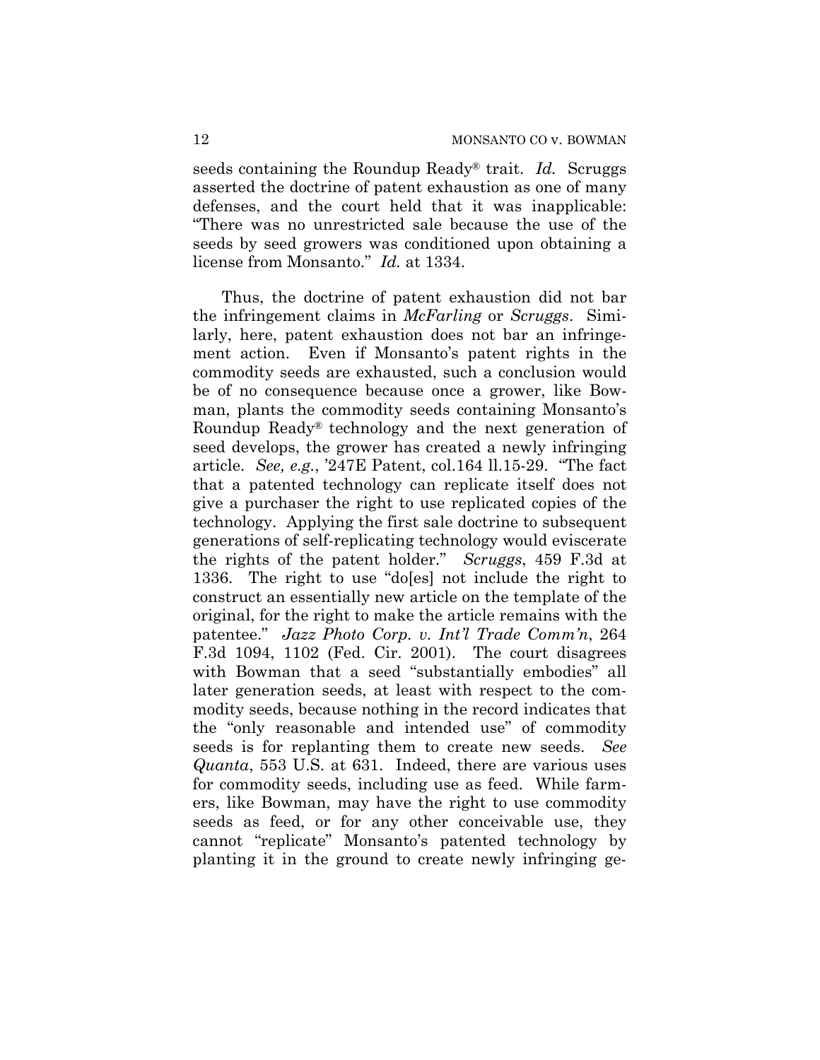seeds containing the Roundup Ready® trait. *Id.* Scruggs asserted the doctrine of patent exhaustion as one of many defenses, and the court held that it was inapplicable: "There was no unrestricted sale because the use of the seeds by seed growers was conditioned upon obtaining a license from Monsanto." *Id.* at 1334.

Thus, the doctrine of patent exhaustion did not bar the infringement claims in *McFarling* or *Scruggs*. Similarly, here, patent exhaustion does not bar an infringement action. Even if Monsanto's patent rights in the commodity seeds are exhausted, such a conclusion would be of no consequence because once a grower, like Bowman, plants the commodity seeds containing Monsanto's Roundup Ready® technology and the next generation of seed develops, the grower has created a newly infringing article. *See, e.g.*, '247E Patent, col.164 ll.15-29. "The fact that a patented technology can replicate itself does not give a purchaser the right to use replicated copies of the technology. Applying the first sale doctrine to subsequent generations of self-replicating technology would eviscerate the rights of the patent holder." *Scruggs*, 459 F.3d at 1336. The right to use "do[es] not include the right to construct an essentially new article on the template of the original, for the right to make the article remains with the patentee." *Jazz Photo Corp. v. Int'l Trade Comm'n*, 264 F.3d 1094, 1102 (Fed. Cir. 2001). The court disagrees with Bowman that a seed "substantially embodies" all later generation seeds, at least with respect to the commodity seeds, because nothing in the record indicates that the "only reasonable and intended use" of commodity seeds is for replanting them to create new seeds. *See Quanta*, 553 U.S. at 631. Indeed, there are various uses for commodity seeds, including use as feed. While farmers, like Bowman, may have the right to use commodity seeds as feed, or for any other conceivable use, they cannot "replicate" Monsanto's patented technology by planting it in the ground to create newly infringing ge-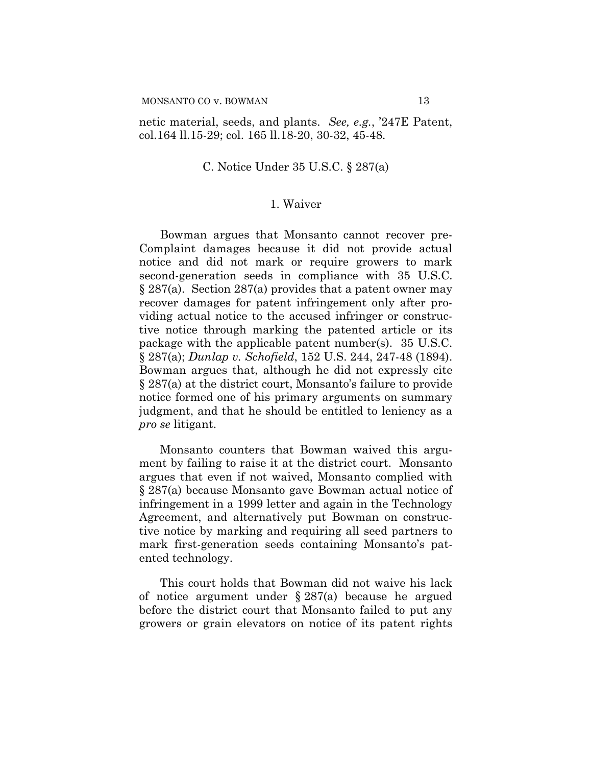netic material, seeds, and plants. *See, e.g.*, '247E Patent, col.164 ll.15-29; col. 165 ll.18-20, 30-32, 45-48.

### C. Notice Under 35 U.S.C. § 287(a)

#### 1. Waiver

Bowman argues that Monsanto cannot recover pre-Complaint damages because it did not provide actual notice and did not mark or require growers to mark second-generation seeds in compliance with 35 U.S.C. § 287(a). Section 287(a) provides that a patent owner may recover damages for patent infringement only after providing actual notice to the accused infringer or constructive notice through marking the patented article or its package with the applicable patent number(s). 35 U.S.C. § 287(a); *Dunlap v. Schofield*, 152 U.S. 244, 247-48 (1894). Bowman argues that, although he did not expressly cite § 287(a) at the district court, Monsanto's failure to provide notice formed one of his primary arguments on summary judgment, and that he should be entitled to leniency as a *pro se* litigant.

Monsanto counters that Bowman waived this argument by failing to raise it at the district court. Monsanto argues that even if not waived, Monsanto complied with § 287(a) because Monsanto gave Bowman actual notice of infringement in a 1999 letter and again in the Technology Agreement, and alternatively put Bowman on constructive notice by marking and requiring all seed partners to mark first-generation seeds containing Monsanto's patented technology.

This court holds that Bowman did not waive his lack of notice argument under § 287(a) because he argued before the district court that Monsanto failed to put any growers or grain elevators on notice of its patent rights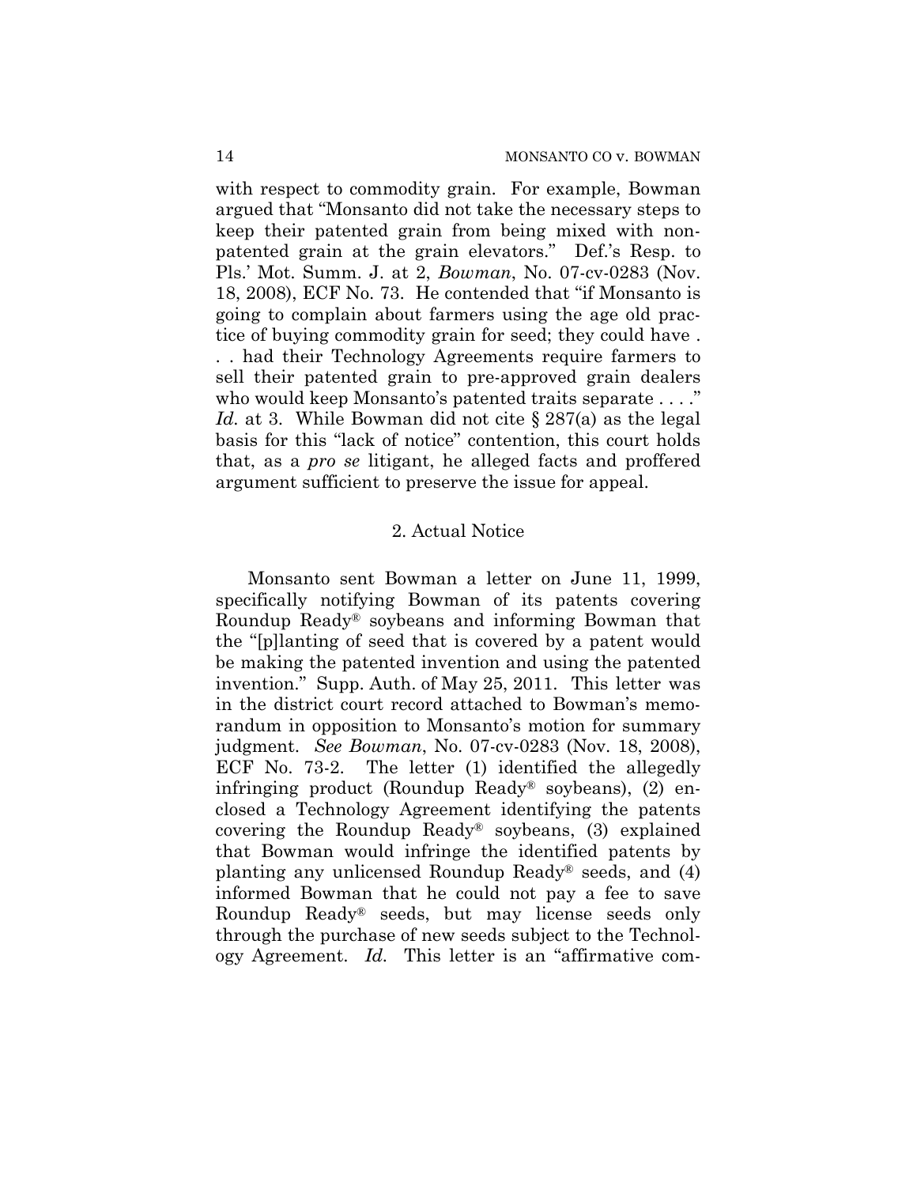with respect to commodity grain. For example, Bowman argued that "Monsanto did not take the necessary steps to keep their patented grain from being mixed with non-patented grain at the grain elevators." Def.'s Resp. to Pls.' Mot. Summ. J. at 2, *Bowman*, No. 07-cv-0283 (Nov. 18, 2008), ECF No. 73. He contended that "if Monsanto is going to complain about farmers using the age old practice of buying commodity grain for seed; they could have . . . had their Technology Agreements require farmers to sell their patented grain to pre-approved grain dealers who would keep Monsanto's patented traits separate . . . ." *Id.* at 3. While Bowman did not cite § 287(a) as the legal basis for this "lack of notice" contention, this court holds that, as a *pro se* litigant, he alleged facts and proffered argument sufficient to preserve the issue for appeal.

### 2. Actual Notice

Monsanto sent Bowman a letter on June 11, 1999, specifically notifying Bowman of its patents covering Roundup Ready® soybeans and informing Bowman that the "[p]lanting of seed that is covered by a patent would be making the patented invention and using the patented invention." Supp. Auth. of May 25, 2011. This letter was in the district court record attached to Bowman's memorandum in opposition to Monsanto's motion for summary judgment. *See Bowman*, No. 07-cv-0283 (Nov. 18, 2008), ECF No. 73-2. The letter (1) identified the allegedly infringing product (Roundup Ready® soybeans), (2) enclosed a Technology Agreement identifying the patents covering the Roundup Ready® soybeans, (3) explained that Bowman would infringe the identified patents by planting any unlicensed Roundup Ready® seeds, and (4) informed Bowman that he could not pay a fee to save Roundup Ready® seeds, but may license seeds only through the purchase of new seeds subject to the Technology Agreement. *Id.* This letter is an "affirmative com-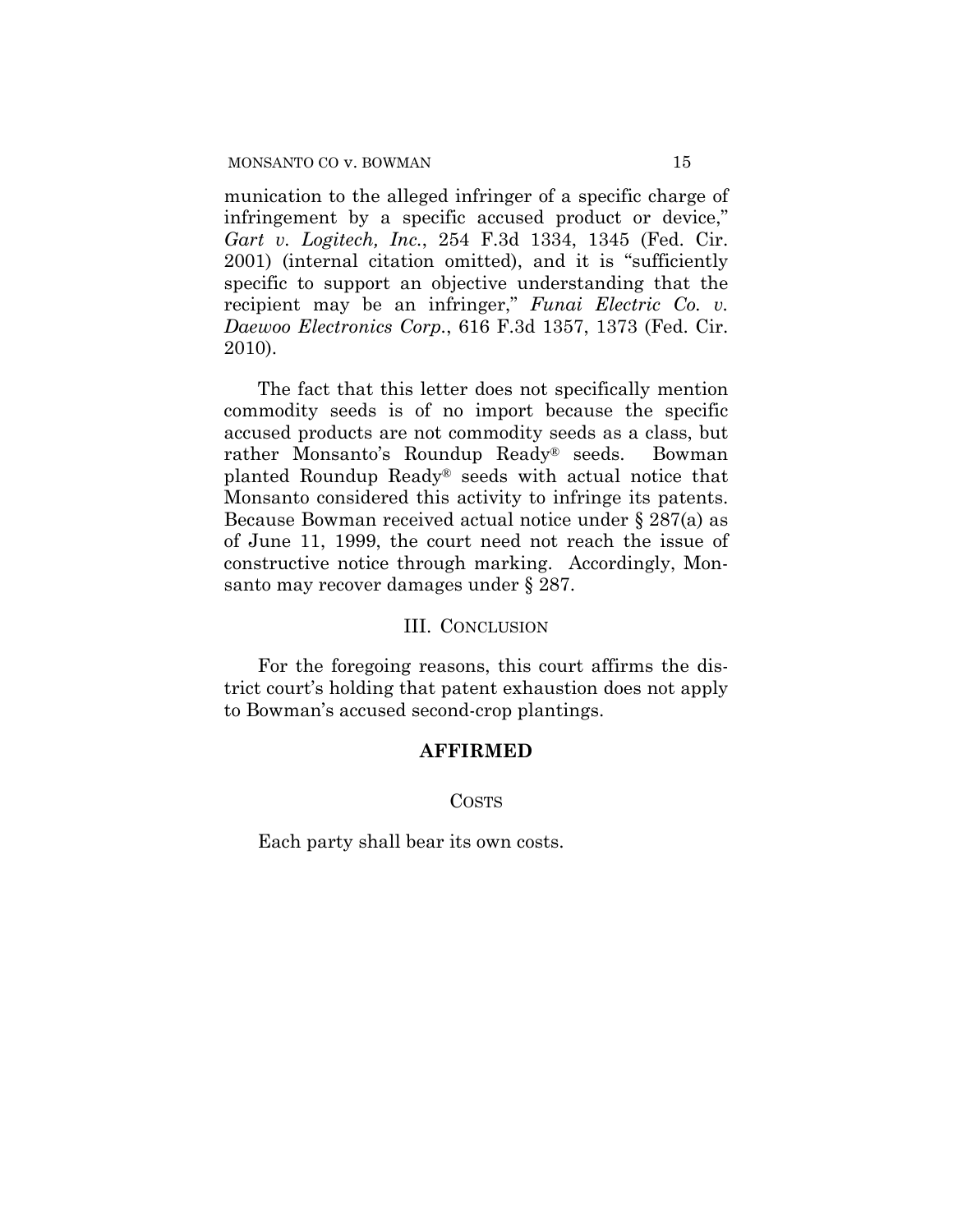munication to the alleged infringer of a specific charge of infringement by a specific accused product or device," *Gart v. Logitech, Inc.*, 254 F.3d 1334, 1345 (Fed. Cir. 2001) (internal citation omitted), and it is "sufficiently specific to support an objective understanding that the recipient may be an infringer," *Funai Electric Co. v. Daewoo Electronics Corp.*, 616 F.3d 1357, 1373 (Fed. Cir. 2010).

The fact that this letter does not specifically mention commodity seeds is of no import because the specific accused products are not commodity seeds as a class, but rather Monsanto's Roundup Ready® seeds. Bowman planted Roundup Ready® seeds with actual notice that Monsanto considered this activity to infringe its patents. Because Bowman received actual notice under § 287(a) as of June 11, 1999, the court need not reach the issue of constructive notice through marking. Accordingly, Monsanto may recover damages under § 287.

## III. CONCLUSION

For the foregoing reasons, this court affirms the district court's holding that patent exhaustion does not apply to Bowman's accused second-crop plantings.

**AFFIRMED**

COSTS

Each party shall bear its own costs.